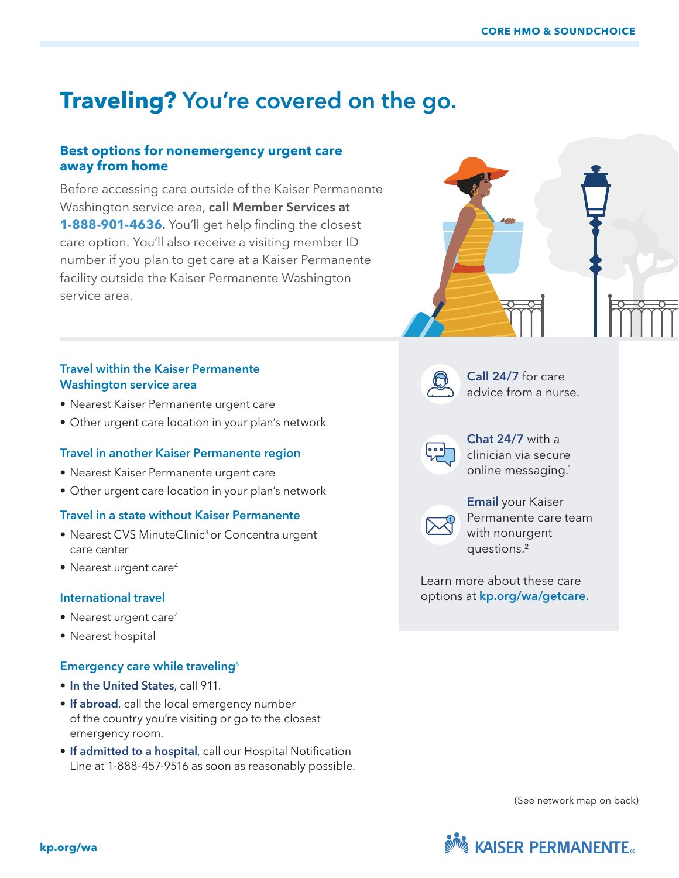CORE HMO & SOUNDCHOICE

# **Traveling?** You're covered on the go.

## Best options for nonemergency urgent care away from home

Before accessing care outside of the Kaiser Permanente Washington service area, **call Member Services at 1-888-901-4636.** You'll get help finding the closest care option. You'll also receive a visiting member ID number if you plan to get care at a Kaiser Permanente facility outside the Kaiser Permanente Washington service area.

### Travel within the Kaiser Permanente Washington service area

- Nearest Kaiser Permanente urgent care
- Other urgent care location in your plan's network

### Travel in another Kaiser Permanente region

- Nearest Kaiser Permanente urgent care
- Other urgent care location in your plan's network

### Travel in a state without Kaiser Permanente

- Nearest CVS MinuteClinic[3] or Concentra urgent care center
- Nearest urgent care[4]

### International travel

- Nearest urgent care[4]
- Nearest hospital

### Emergency care while traveling[5]

- **In the United States**, call 911.
- **If abroad**, call the local emergency number of the country you're visiting or go to the closest emergency room.
- **If admitted to a hospital**, call our Hospital Notification Line at 1-888-457-9516 as soon as reasonably possible.

**Call 24/7** for care advice from a nurse.

**Chat 24/7** with a clinician via secure online messaging.[1]

**Email** your Kaiser Permanente care team with nonurgent questions.[2]

Learn more about these care options at **kp.org/wa/getcare.**

(See network map on back)

kp.org/wa

KAISER PERMANENTE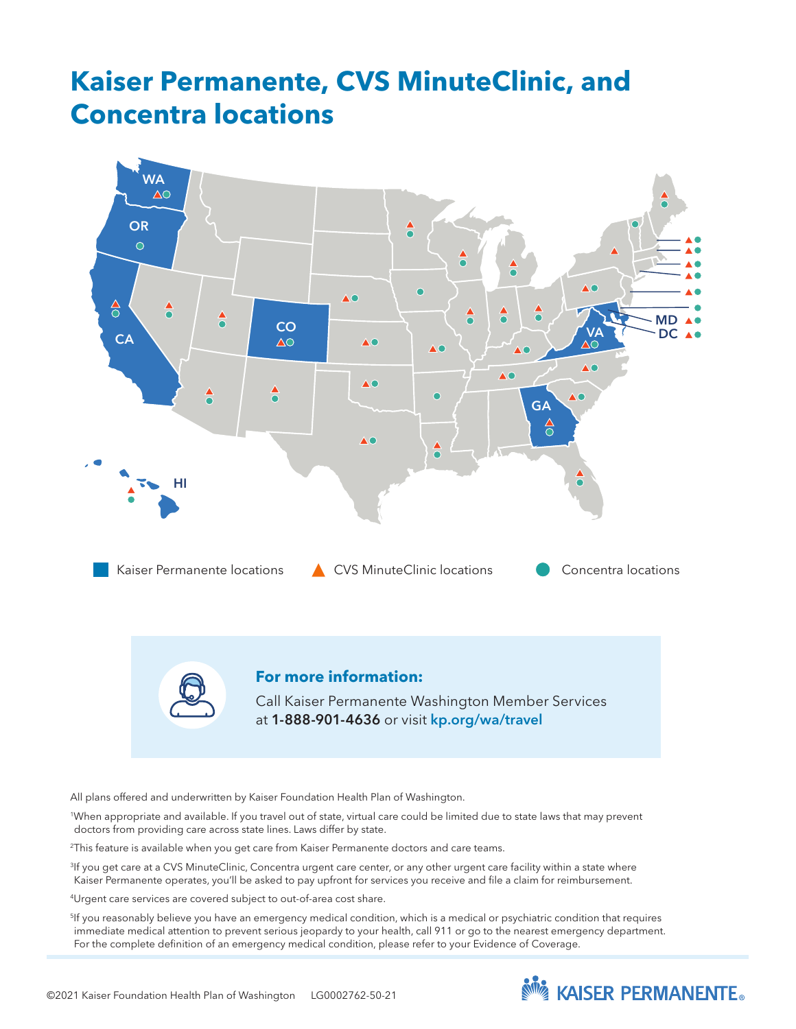# Kaiser Permanente, CVS MinuteClinic, and Concentra locations

WA
OR
CA
CO
HI
MD
DC
VA
GA

Kaiser Permanente locations
CVS MinuteClinic locations
Concentra locations

**For more information:**

Call Kaiser Permanente Washington Member Services at **1-888-901-4636** or visit **kp.org/wa/travel**

All plans offered and underwritten by Kaiser Foundation Health Plan of Washington.

[1]When appropriate and available. If you travel out of state, virtual care could be limited due to state laws that may prevent doctors from providing care across state lines. Laws differ by state.

[2]This feature is available when you get care from Kaiser Permanente doctors and care teams.

[3]If you get care at a CVS MinuteClinic, Concentra urgent care center, or any other urgent care facility within a state where Kaiser Permanente operates, you'll be asked to pay upfront for services you receive and file a claim for reimbursement.

[4]Urgent care services are covered subject to out-of-area cost share.

[5]If you reasonably believe you have an emergency medical condition, which is a medical or psychiatric condition that requires immediate medical attention to prevent serious jeopardy to your health, call 911 or go to the nearest emergency department. For the complete definition of an emergency medical condition, please refer to your Evidence of Coverage.

©2021 Kaiser Foundation Health Plan of Washington LG0002762-50-21

KAISER PERMANENTE®